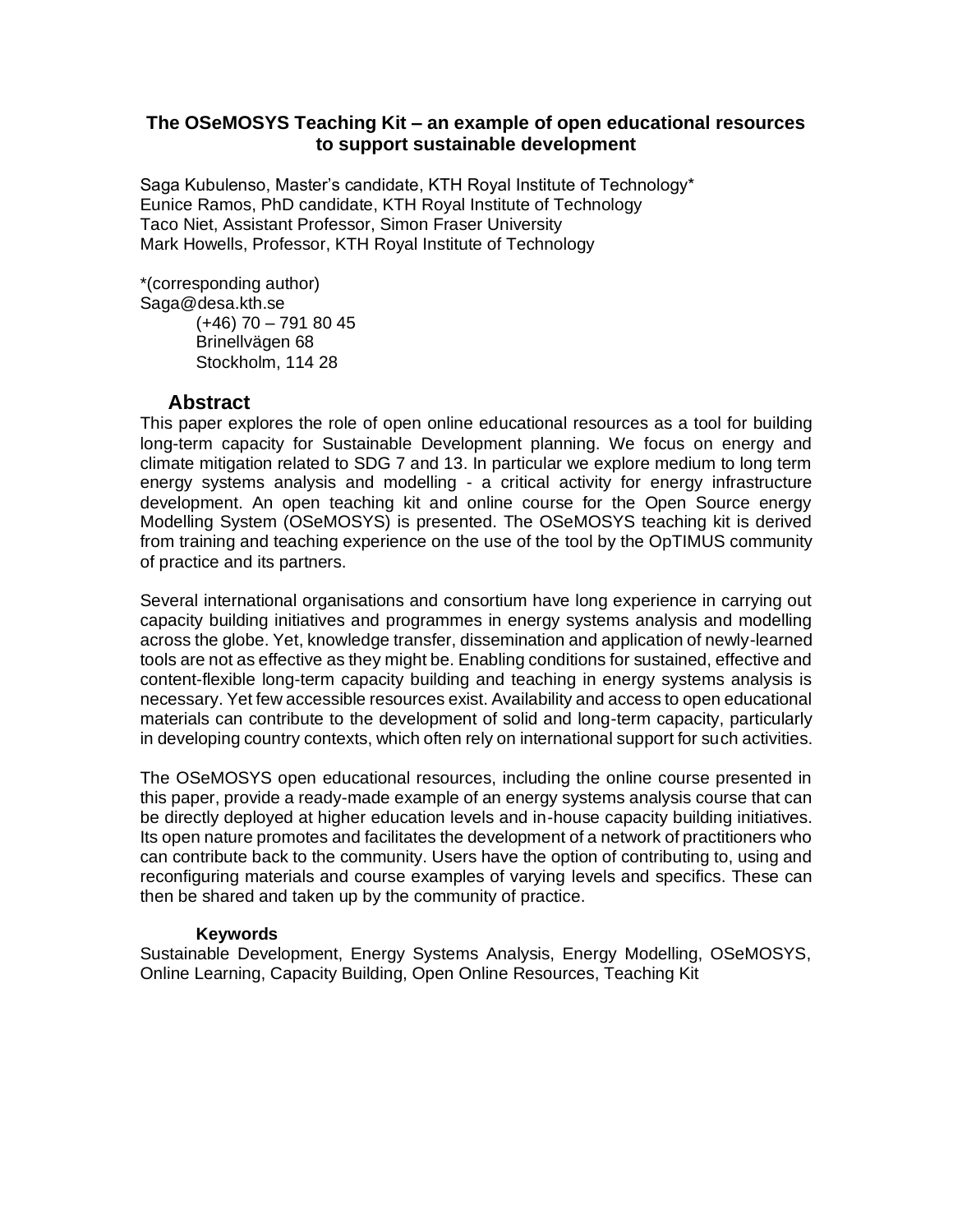# The OSeMOSYS Teaching Kit – an example of open educational resources to support sustainable development

Saga Kubulenso, Master's candidate, KTH Royal Institute of Technology*
Eunice Ramos, PhD candidate, KTH Royal Institute of Technology
Taco Niet, Assistant Professor, Simon Fraser University
Mark Howells, Professor, KTH Royal Institute of Technology

*(corresponding author)
Saga@desa.kth.se
(+46) 70 – 791 80 45
Brinellvägen 68
Stockholm, 114 28

## Abstract

This paper explores the role of open online educational resources as a tool for building long-term capacity for Sustainable Development planning. We focus on energy and climate mitigation related to SDG 7 and 13. In particular we explore medium to long term energy systems analysis and modelling - a critical activity for energy infrastructure development. An open teaching kit and online course for the Open Source energy Modelling System (OSeMOSYS) is presented. The OSeMOSYS teaching kit is derived from training and teaching experience on the use of the tool by the OpTIMUS community of practice and its partners.

Several international organisations and consortium have long experience in carrying out capacity building initiatives and programmes in energy systems analysis and modelling across the globe. Yet, knowledge transfer, dissemination and application of newly-learned tools are not as effective as they might be. Enabling conditions for sustained, effective and content-flexible long-term capacity building and teaching in energy systems analysis is necessary. Yet few accessible resources exist. Availability and access to open educational materials can contribute to the development of solid and long-term capacity, particularly in developing country contexts, which often rely on international support for such activities.

The OSeMOSYS open educational resources, including the online course presented in this paper, provide a ready-made example of an energy systems analysis course that can be directly deployed at higher education levels and in-house capacity building initiatives. Its open nature promotes and facilitates the development of a network of practitioners who can contribute back to the community. Users have the option of contributing to, using and reconfiguring materials and course examples of varying levels and specifics. These can then be shared and taken up by the community of practice.

**Keywords**

Sustainable Development, Energy Systems Analysis, Energy Modelling, OSeMOSYS, Online Learning, Capacity Building, Open Online Resources, Teaching Kit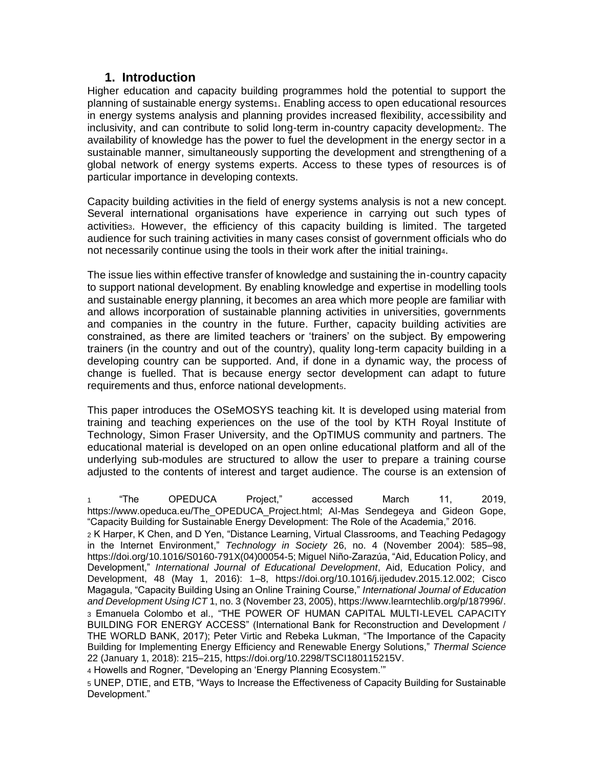## 1. Introduction

Higher education and capacity building programmes hold the potential to support the planning of sustainable energy systems[1]. Enabling access to open educational resources in energy systems analysis and planning provides increased flexibility, accessibility and inclusivity, and can contribute to solid long-term in-country capacity development[2]. The availability of knowledge has the power to fuel the development in the energy sector in a sustainable manner, simultaneously supporting the development and strengthening of a global network of energy systems experts. Access to these types of resources is of particular importance in developing contexts.

Capacity building activities in the field of energy systems analysis is not a new concept. Several international organisations have experience in carrying out such types of activities[3]. However, the efficiency of this capacity building is limited. The targeted audience for such training activities in many cases consist of government officials who do not necessarily continue using the tools in their work after the initial training[4].

The issue lies within effective transfer of knowledge and sustaining the in-country capacity to support national development. By enabling knowledge and expertise in modelling tools and sustainable energy planning, it becomes an area which more people are familiar with and allows incorporation of sustainable planning activities in universities, governments and companies in the country in the future. Further, capacity building activities are constrained, as there are limited teachers or 'trainers' on the subject. By empowering trainers (in the country and out of the country), quality long-term capacity building in a developing country can be supported. And, if done in a dynamic way, the process of change is fuelled. That is because energy sector development can adapt to future requirements and thus, enforce national development[5].

This paper introduces the OSeMOSYS teaching kit. It is developed using material from training and teaching experiences on the use of the tool by KTH Royal Institute of Technology, Simon Fraser University, and the OpTIMUS community and partners. The educational material is developed on an open online educational platform and all of the underlying sub-modules are structured to allow the user to prepare a training course adjusted to the contents of interest and target audience. The course is an extension of

[1] "The OPEDUCA Project," accessed March 11, 2019, https://www.opeduca.eu/The_OPEDUCA_Project.html; Al-Mas Sendegeya and Gideon Gope, "Capacity Building for Sustainable Energy Development: The Role of the Academia," 2016.

[2] K Harper, K Chen, and D Yen, "Distance Learning, Virtual Classrooms, and Teaching Pedagogy in the Internet Environment," *Technology in Society* 26, no. 4 (November 2004): 585–98, https://doi.org/10.1016/S0160-791X(04)00054-5; Miguel Niño-Zarazúa, "Aid, Education Policy, and Development," *International Journal of Educational Development*, Aid, Education Policy, and Development, 48 (May 1, 2016): 1–8, https://doi.org/10.1016/j.ijedudev.2015.12.002; Cisco Magagula, "Capacity Building Using an Online Training Course," *International Journal of Education and Development Using ICT* 1, no. 3 (November 23, 2005), https://www.learntechlib.org/p/187996/.

[3] Emanuela Colombo et al., "THE POWER OF HUMAN CAPITAL MULTI-LEVEL CAPACITY BUILDING FOR ENERGY ACCESS" (International Bank for Reconstruction and Development / THE WORLD BANK, 2017); Peter Virtic and Rebeka Lukman, "The Importance of the Capacity Building for Implementing Energy Efficiency and Renewable Energy Solutions," *Thermal Science* 22 (January 1, 2018): 215–215, https://doi.org/10.2298/TSCI180115215V.

[4] Howells and Rogner, "Developing an 'Energy Planning Ecosystem.'"

[5] UNEP, DTIE, and ETB, "Ways to Increase the Effectiveness of Capacity Building for Sustainable Development."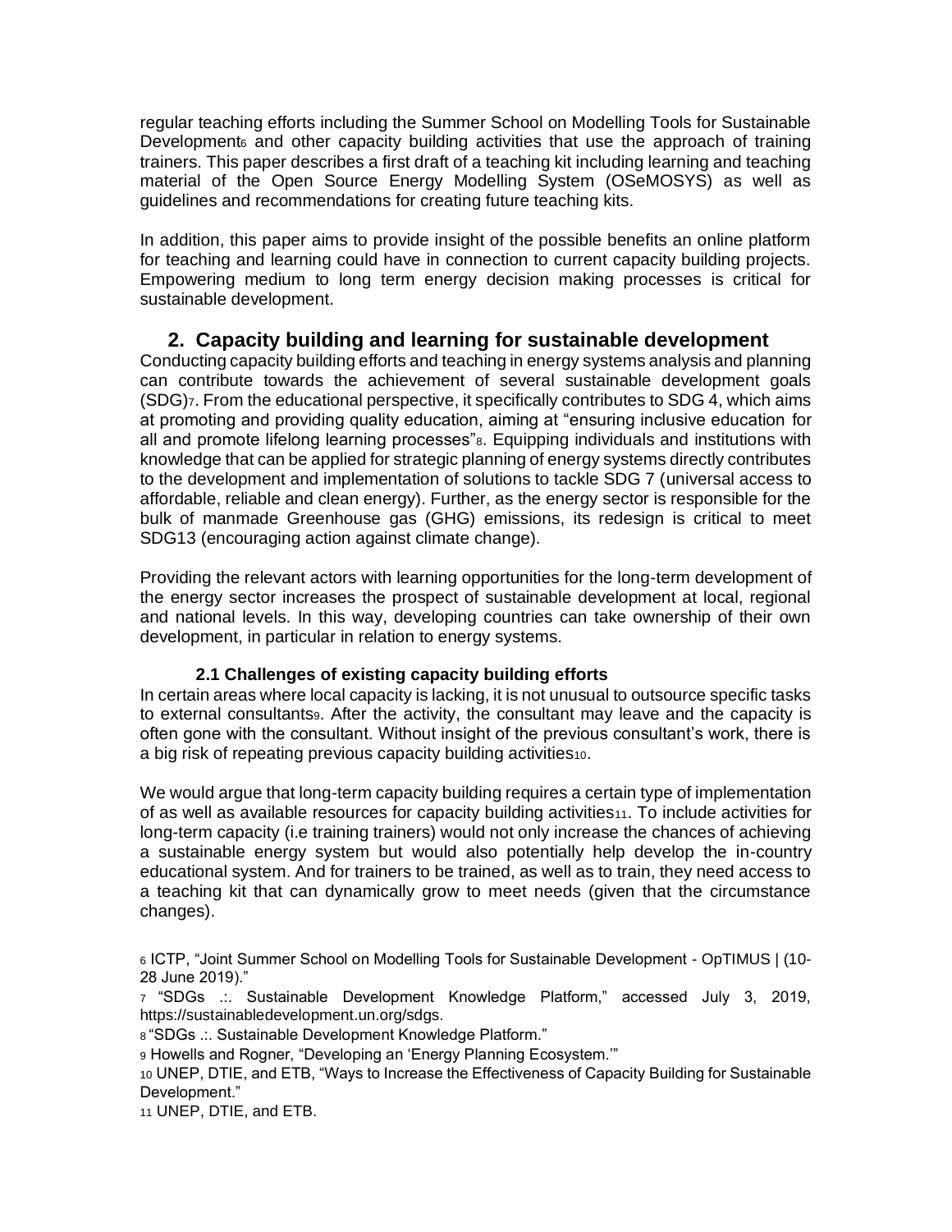regular teaching efforts including the Summer School on Modelling Tools for Sustainable Development[6] and other capacity building activities that use the approach of training trainers. This paper describes a first draft of a teaching kit including learning and teaching material of the Open Source Energy Modelling System (OSeMOSYS) as well as guidelines and recommendations for creating future teaching kits.

In addition, this paper aims to provide insight of the possible benefits an online platform for teaching and learning could have in connection to current capacity building projects. Empowering medium to long term energy decision making processes is critical for sustainable development.

## 2. Capacity building and learning for sustainable development

Conducting capacity building efforts and teaching in energy systems analysis and planning can contribute towards the achievement of several sustainable development goals (SDG)[7]. From the educational perspective, it specifically contributes to SDG 4, which aims at promoting and providing quality education, aiming at "ensuring inclusive education for all and promote lifelong learning processes"[8]. Equipping individuals and institutions with knowledge that can be applied for strategic planning of energy systems directly contributes to the development and implementation of solutions to tackle SDG 7 (universal access to affordable, reliable and clean energy). Further, as the energy sector is responsible for the bulk of manmade Greenhouse gas (GHG) emissions, its redesign is critical to meet SDG13 (encouraging action against climate change).

Providing the relevant actors with learning opportunities for the long-term development of the energy sector increases the prospect of sustainable development at local, regional and national levels. In this way, developing countries can take ownership of their own development, in particular in relation to energy systems.

### 2.1 Challenges of existing capacity building efforts

In certain areas where local capacity is lacking, it is not unusual to outsource specific tasks to external consultants[9]. After the activity, the consultant may leave and the capacity is often gone with the consultant. Without insight of the previous consultant's work, there is a big risk of repeating previous capacity building activities[10].

We would argue that long-term capacity building requires a certain type of implementation of as well as available resources for capacity building activities[11]. To include activities for long-term capacity (i.e training trainers) would not only increase the chances of achieving a sustainable energy system but would also potentially help develop the in-country educational system. And for trainers to be trained, as well as to train, they need access to a teaching kit that can dynamically grow to meet needs (given that the circumstance changes).

[6] ICTP, "Joint Summer School on Modelling Tools for Sustainable Development - OpTIMUS | (10-28 June 2019)."

[7] "SDGs .:. Sustainable Development Knowledge Platform," accessed July 3, 2019, https://sustainabledevelopment.un.org/sdgs.

[8] "SDGs .:. Sustainable Development Knowledge Platform."

[9] Howells and Rogner, "Developing an 'Energy Planning Ecosystem.'"

[10] UNEP, DTIE, and ETB, "Ways to Increase the Effectiveness of Capacity Building for Sustainable Development."

[11] UNEP, DTIE, and ETB.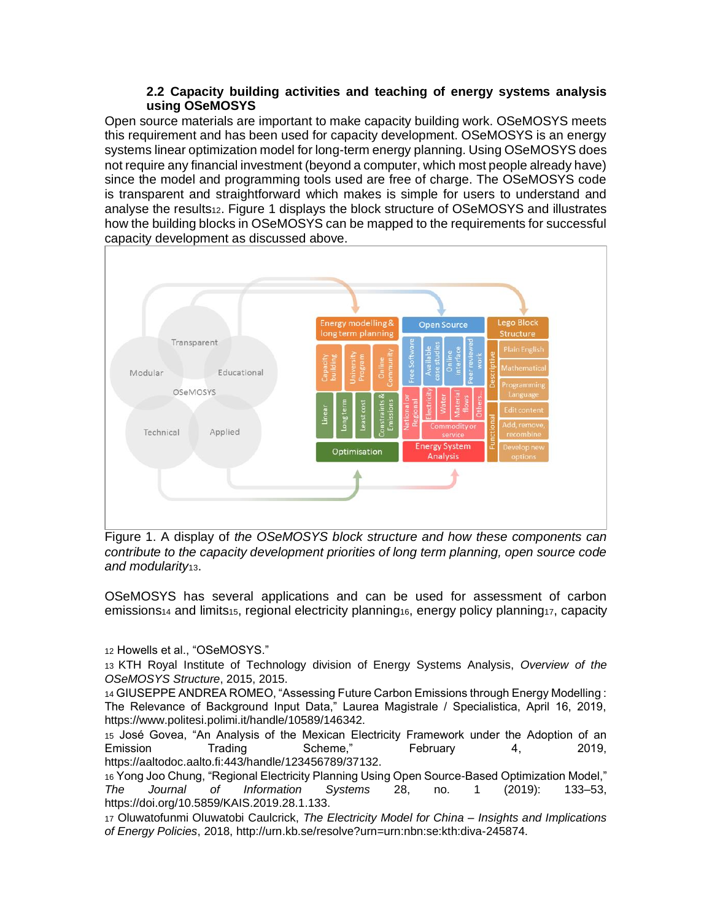### 2.2 Capacity building activities and teaching of energy systems analysis using OSeMOSYS

Open source materials are important to make capacity building work. OSeMOSYS meets this requirement and has been used for capacity development. OSeMOSYS is an energy systems linear optimization model for long-term energy planning. Using OSeMOSYS does not require any financial investment (beyond a computer, which most people already have) since the model and programming tools used are free of charge. The OSeMOSYS code is transparent and straightforward which makes is simple for users to understand and analyse the results[12]. Figure 1 displays the block structure of OSeMOSYS and illustrates how the building blocks in OSeMOSYS can be mapped to the requirements for successful capacity development as discussed above.

Figure 1. A display of *the OSeMOSYS block structure and how these components can contribute to the capacity development priorities of long term planning, open source code and modularity*[13].

OSeMOSYS has several applications and can be used for assessment of carbon emissions[14] and limits[15], regional electricity planning[16], energy policy planning[17], capacity

[12] Howells et al., "OSeMOSYS."

[13] KTH Royal Institute of Technology division of Energy Systems Analysis, *Overview of the OSeMOSYS Structure*, 2015, 2015.

[14] GIUSEPPE ANDREA ROMEO, "Assessing Future Carbon Emissions through Energy Modelling : The Relevance of Background Input Data," Laurea Magistrale / Specialistica, April 16, 2019, https://www.politesi.polimi.it/handle/10589/146342.

[15] José Govea, "An Analysis of the Mexican Electricity Framework under the Adoption of an Emission Trading Scheme," February 4, 2019, https://aaltodoc.aalto.fi:443/handle/123456789/37132.

[16] Yong Joo Chung, "Regional Electricity Planning Using Open Source-Based Optimization Model," *The Journal of Information Systems* 28, no. 1 (2019): 133–53, https://doi.org/10.5859/KAIS.2019.28.1.133.

[17] Oluwatofunmi Oluwatobi Caulcrick, *The Electricity Model for China – Insights and Implications of Energy Policies*, 2018, http://urn.kb.se/resolve?urn=urn:nbn:se:kth:diva-245874.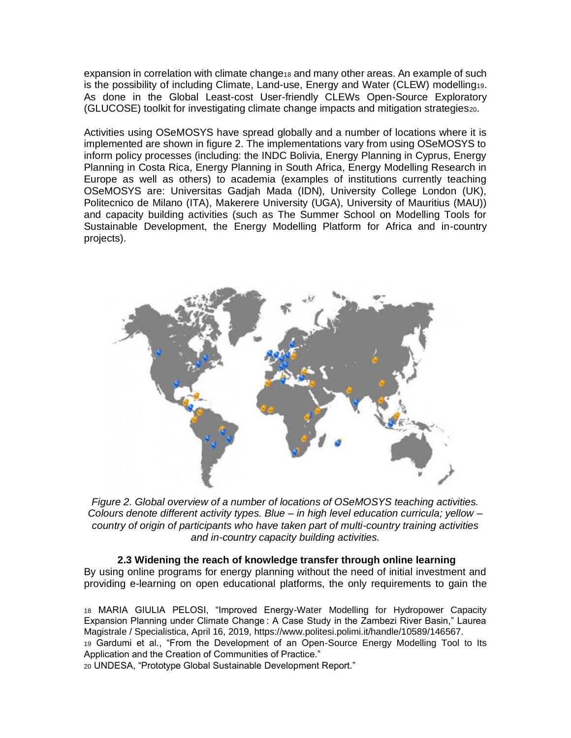expansion in correlation with climate change[18] and many other areas. An example of such is the possibility of including Climate, Land-use, Energy and Water (CLEW) modelling[19]. As done in the Global Least-cost User-friendly CLEWs Open-Source Exploratory (GLUCOSE) toolkit for investigating climate change impacts and mitigation strategies[20].

Activities using OSeMOSYS have spread globally and a number of locations where it is implemented are shown in figure 2. The implementations vary from using OSeMOSYS to inform policy processes (including: the INDC Bolivia, Energy Planning in Cyprus, Energy Planning in Costa Rica, Energy Planning in South Africa, Energy Modelling Research in Europe as well as others) to academia (examples of institutions currently teaching OSeMOSYS are: Universitas Gadjah Mada (IDN), University College London (UK), Politecnico de Milano (ITA), Makerere University (UGA), University of Mauritius (MAU)) and capacity building activities (such as The Summer School on Modelling Tools for Sustainable Development, the Energy Modelling Platform for Africa and in-country projects).

*Figure 2. Global overview of a number of locations of OSeMOSYS teaching activities. Colours denote different activity types. Blue – in high level education curricula; yellow – country of origin of participants who have taken part of multi-country training activities and in-country capacity building activities.*

### 2.3 Widening the reach of knowledge transfer through online learning

By using online programs for energy planning without the need of initial investment and providing e-learning on open educational platforms, the only requirements to gain the

[18] MARIA GIULIA PELOSI, "Improved Energy-Water Modelling for Hydropower Capacity Expansion Planning under Climate Change : A Case Study in the Zambezi River Basin," Laurea Magistrale / Specialistica, April 16, 2019, https://www.politesi.polimi.it/handle/10589/146567.

[19] Gardumi et al., "From the Development of an Open-Source Energy Modelling Tool to Its Application and the Creation of Communities of Practice."

[20] UNDESA, "Prototype Global Sustainable Development Report."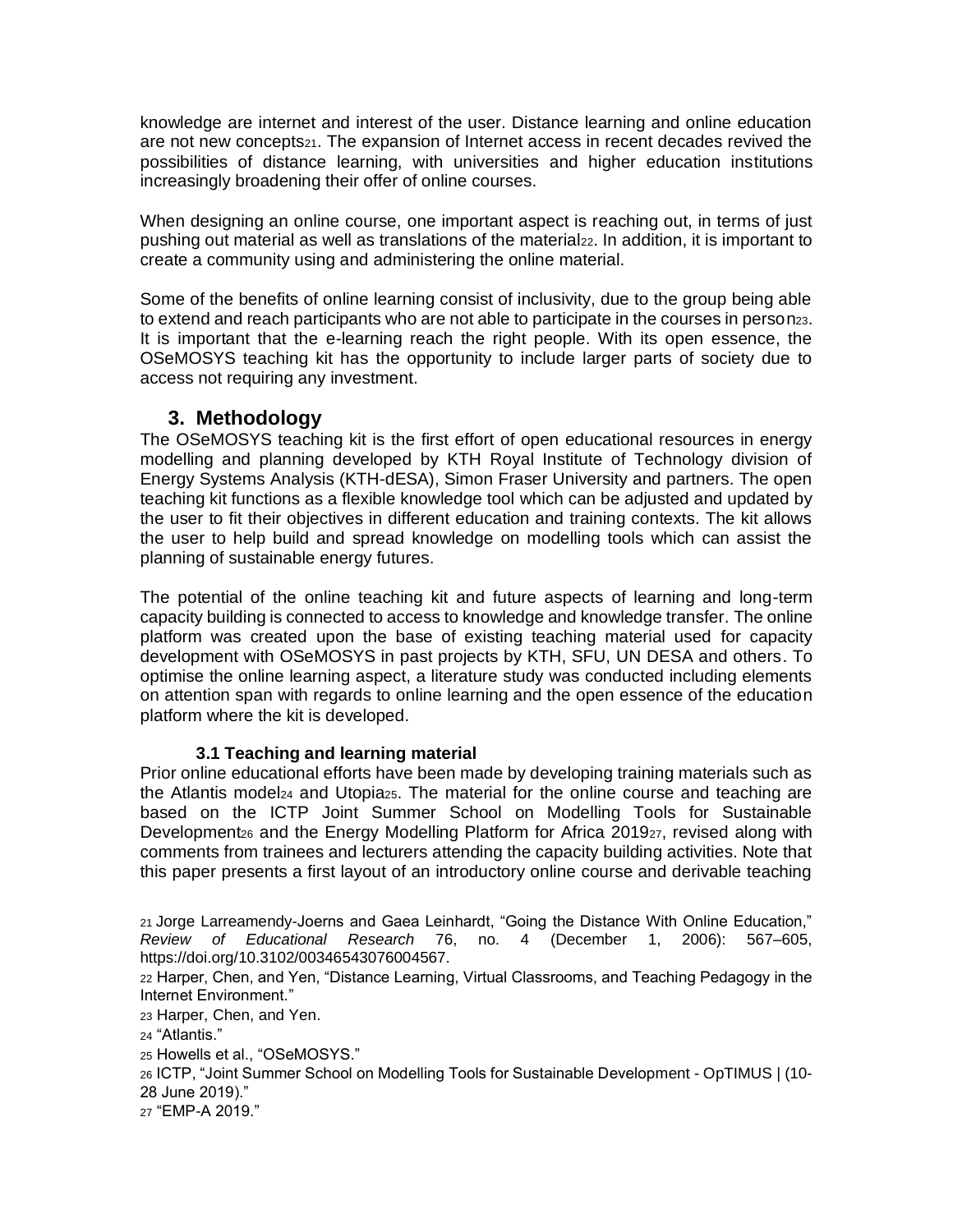knowledge are internet and interest of the user. Distance learning and online education are not new concepts[21]. The expansion of Internet access in recent decades revived the possibilities of distance learning, with universities and higher education institutions increasingly broadening their offer of online courses.

When designing an online course, one important aspect is reaching out, in terms of just pushing out material as well as translations of the material[22]. In addition, it is important to create a community using and administering the online material.

Some of the benefits of online learning consist of inclusivity, due to the group being able to extend and reach participants who are not able to participate in the courses in person[23]. It is important that the e-learning reach the right people. With its open essence, the OSeMOSYS teaching kit has the opportunity to include larger parts of society due to access not requiring any investment.

## 3. Methodology

The OSeMOSYS teaching kit is the first effort of open educational resources in energy modelling and planning developed by KTH Royal Institute of Technology division of Energy Systems Analysis (KTH-dESA), Simon Fraser University and partners. The open teaching kit functions as a flexible knowledge tool which can be adjusted and updated by the user to fit their objectives in different education and training contexts. The kit allows the user to help build and spread knowledge on modelling tools which can assist the planning of sustainable energy futures.

The potential of the online teaching kit and future aspects of learning and long-term capacity building is connected to access to knowledge and knowledge transfer. The online platform was created upon the base of existing teaching material used for capacity development with OSeMOSYS in past projects by KTH, SFU, UN DESA and others. To optimise the online learning aspect, a literature study was conducted including elements on attention span with regards to online learning and the open essence of the education platform where the kit is developed.

### 3.1 Teaching and learning material

Prior online educational efforts have been made by developing training materials such as the Atlantis model[24] and Utopia[25]. The material for the online course and teaching are based on the ICTP Joint Summer School on Modelling Tools for Sustainable Development[26] and the Energy Modelling Platform for Africa 2019[27], revised along with comments from trainees and lecturers attending the capacity building activities. Note that this paper presents a first layout of an introductory online course and derivable teaching

---

[21] Jorge Larreamendy-Joerns and Gaea Leinhardt, "Going the Distance With Online Education," *Review of Educational Research* 76, no. 4 (December 1, 2006): 567–605, https://doi.org/10.3102/00346543076004567.

[22] Harper, Chen, and Yen, "Distance Learning, Virtual Classrooms, and Teaching Pedagogy in the Internet Environment."

[23] Harper, Chen, and Yen.

[24] "Atlantis."

[25] Howells et al., "OSeMOSYS."

[26] ICTP, "Joint Summer School on Modelling Tools for Sustainable Development - OpTIMUS | (10-28 June 2019)."

[27] "EMP-A 2019."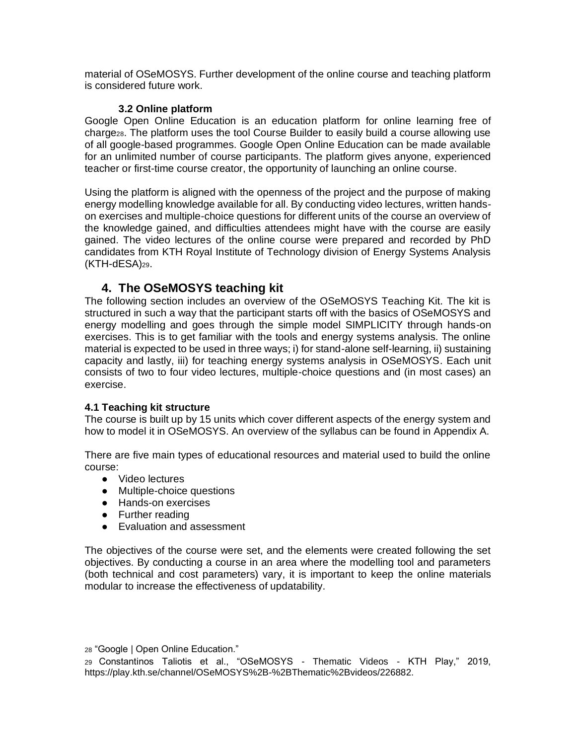material of OSeMOSYS. Further development of the online course and teaching platform is considered future work.

### 3.2 Online platform

Google Open Online Education is an education platform for online learning free of charge[28]. The platform uses the tool Course Builder to easily build a course allowing use of all google-based programmes. Google Open Online Education can be made available for an unlimited number of course participants. The platform gives anyone, experienced teacher or first-time course creator, the opportunity of launching an online course.

Using the platform is aligned with the openness of the project and the purpose of making energy modelling knowledge available for all. By conducting video lectures, written hands-on exercises and multiple-choice questions for different units of the course an overview of the knowledge gained, and difficulties attendees might have with the course are easily gained. The video lectures of the online course were prepared and recorded by PhD candidates from KTH Royal Institute of Technology division of Energy Systems Analysis (KTH-dESA)[29].

## 4. The OSeMOSYS teaching kit

The following section includes an overview of the OSeMOSYS Teaching Kit. The kit is structured in such a way that the participant starts off with the basics of OSeMOSYS and energy modelling and goes through the simple model SIMPLICITY through hands-on exercises. This is to get familiar with the tools and energy systems analysis. The online material is expected to be used in three ways; i) for stand-alone self-learning, ii) sustaining capacity and lastly, iii) for teaching energy systems analysis in OSeMOSYS. Each unit consists of two to four video lectures, multiple-choice questions and (in most cases) an exercise.

### 4.1 Teaching kit structure

The course is built up by 15 units which cover different aspects of the energy system and how to model it in OSeMOSYS. An overview of the syllabus can be found in Appendix A.

There are five main types of educational resources and material used to build the online course:

- Video lectures
- Multiple-choice questions
- Hands-on exercises
- Further reading
- Evaluation and assessment

The objectives of the course were set, and the elements were created following the set objectives. By conducting a course in an area where the modelling tool and parameters (both technical and cost parameters) vary, it is important to keep the online materials modular to increase the effectiveness of updatability.

[28] "Google | Open Online Education."

[29] Constantinos Taliotis et al., "OSeMOSYS - Thematic Videos - KTH Play," 2019, https://play.kth.se/channel/OSeMOSYS%2B-%2BThematic%2Bvideos/226882.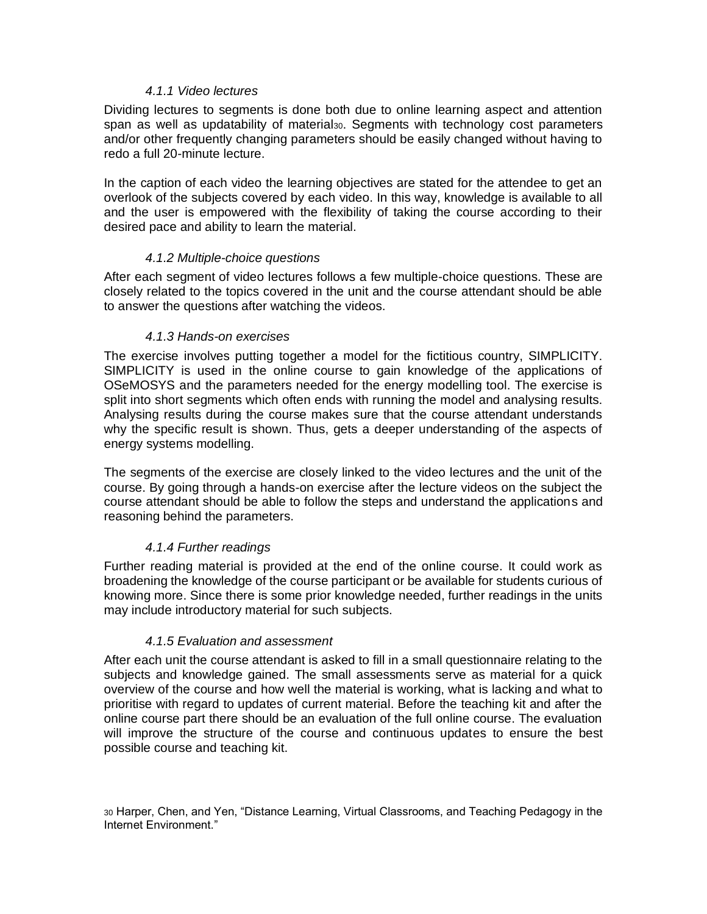#### *4.1.1 Video lectures*

Dividing lectures to segments is done both due to online learning aspect and attention span as well as updatability of material[30]. Segments with technology cost parameters and/or other frequently changing parameters should be easily changed without having to redo a full 20-minute lecture.

In the caption of each video the learning objectives are stated for the attendee to get an overlook of the subjects covered by each video. In this way, knowledge is available to all and the user is empowered with the flexibility of taking the course according to their desired pace and ability to learn the material.

#### *4.1.2 Multiple-choice questions*

After each segment of video lectures follows a few multiple-choice questions. These are closely related to the topics covered in the unit and the course attendant should be able to answer the questions after watching the videos.

#### *4.1.3 Hands-on exercises*

The exercise involves putting together a model for the fictitious country, SIMPLICITY. SIMPLICITY is used in the online course to gain knowledge of the applications of OSeMOSYS and the parameters needed for the energy modelling tool. The exercise is split into short segments which often ends with running the model and analysing results. Analysing results during the course makes sure that the course attendant understands why the specific result is shown. Thus, gets a deeper understanding of the aspects of energy systems modelling.

The segments of the exercise are closely linked to the video lectures and the unit of the course. By going through a hands-on exercise after the lecture videos on the subject the course attendant should be able to follow the steps and understand the applications and reasoning behind the parameters.

#### *4.1.4 Further readings*

Further reading material is provided at the end of the online course. It could work as broadening the knowledge of the course participant or be available for students curious of knowing more. Since there is some prior knowledge needed, further readings in the units may include introductory material for such subjects.

#### *4.1.5 Evaluation and assessment*

After each unit the course attendant is asked to fill in a small questionnaire relating to the subjects and knowledge gained. The small assessments serve as material for a quick overview of the course and how well the material is working, what is lacking and what to prioritise with regard to updates of current material. Before the teaching kit and after the online course part there should be an evaluation of the full online course. The evaluation will improve the structure of the course and continuous updates to ensure the best possible course and teaching kit.

[30] Harper, Chen, and Yen, "Distance Learning, Virtual Classrooms, and Teaching Pedagogy in the Internet Environment."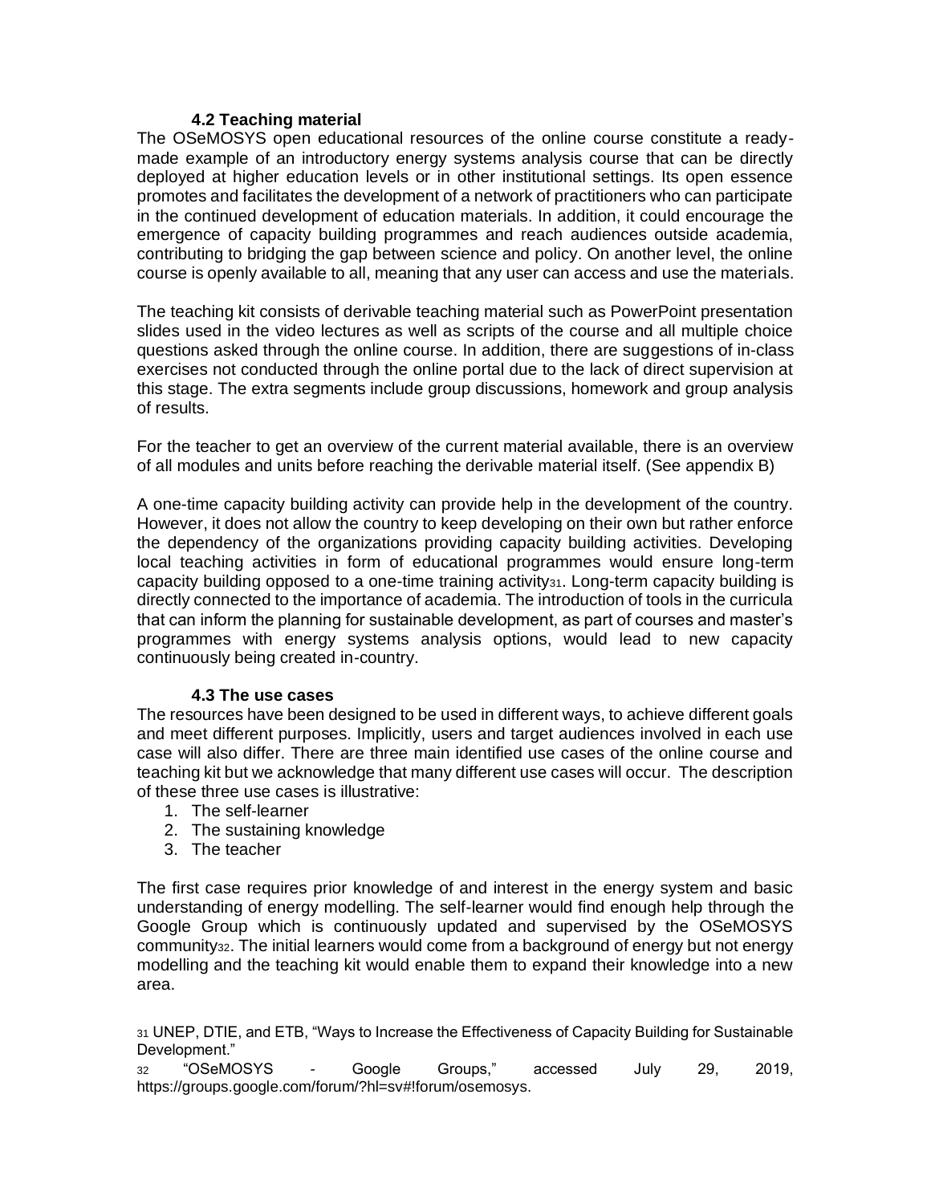### 4.2 Teaching material

The OSeMOSYS open educational resources of the online course constitute a ready-made example of an introductory energy systems analysis course that can be directly deployed at higher education levels or in other institutional settings. Its open essence promotes and facilitates the development of a network of practitioners who can participate in the continued development of education materials. In addition, it could encourage the emergence of capacity building programmes and reach audiences outside academia, contributing to bridging the gap between science and policy. On another level, the online course is openly available to all, meaning that any user can access and use the materials.

The teaching kit consists of derivable teaching material such as PowerPoint presentation slides used in the video lectures as well as scripts of the course and all multiple choice questions asked through the online course. In addition, there are suggestions of in-class exercises not conducted through the online portal due to the lack of direct supervision at this stage. The extra segments include group discussions, homework and group analysis of results.

For the teacher to get an overview of the current material available, there is an overview of all modules and units before reaching the derivable material itself. (See appendix B)

A one-time capacity building activity can provide help in the development of the country. However, it does not allow the country to keep developing on their own but rather enforce the dependency of the organizations providing capacity building activities. Developing local teaching activities in form of educational programmes would ensure long-term capacity building opposed to a one-time training activity[31]. Long-term capacity building is directly connected to the importance of academia. The introduction of tools in the curricula that can inform the planning for sustainable development, as part of courses and master's programmes with energy systems analysis options, would lead to new capacity continuously being created in-country.

### 4.3 The use cases

The resources have been designed to be used in different ways, to achieve different goals and meet different purposes. Implicitly, users and target audiences involved in each use case will also differ. There are three main identified use cases of the online course and teaching kit but we acknowledge that many different use cases will occur. The description of these three use cases is illustrative:

1. The self-learner
2. The sustaining knowledge
3. The teacher

The first case requires prior knowledge of and interest in the energy system and basic understanding of energy modelling. The self-learner would find enough help through the Google Group which is continuously updated and supervised by the OSeMOSYS community[32]. The initial learners would come from a background of energy but not energy modelling and the teaching kit would enable them to expand their knowledge into a new area.

[31] UNEP, DTIE, and ETB, "Ways to Increase the Effectiveness of Capacity Building for Sustainable Development."

[32] "OSeMOSYS - Google Groups," accessed July 29, 2019, https://groups.google.com/forum/?hl=sv#!forum/osemosys.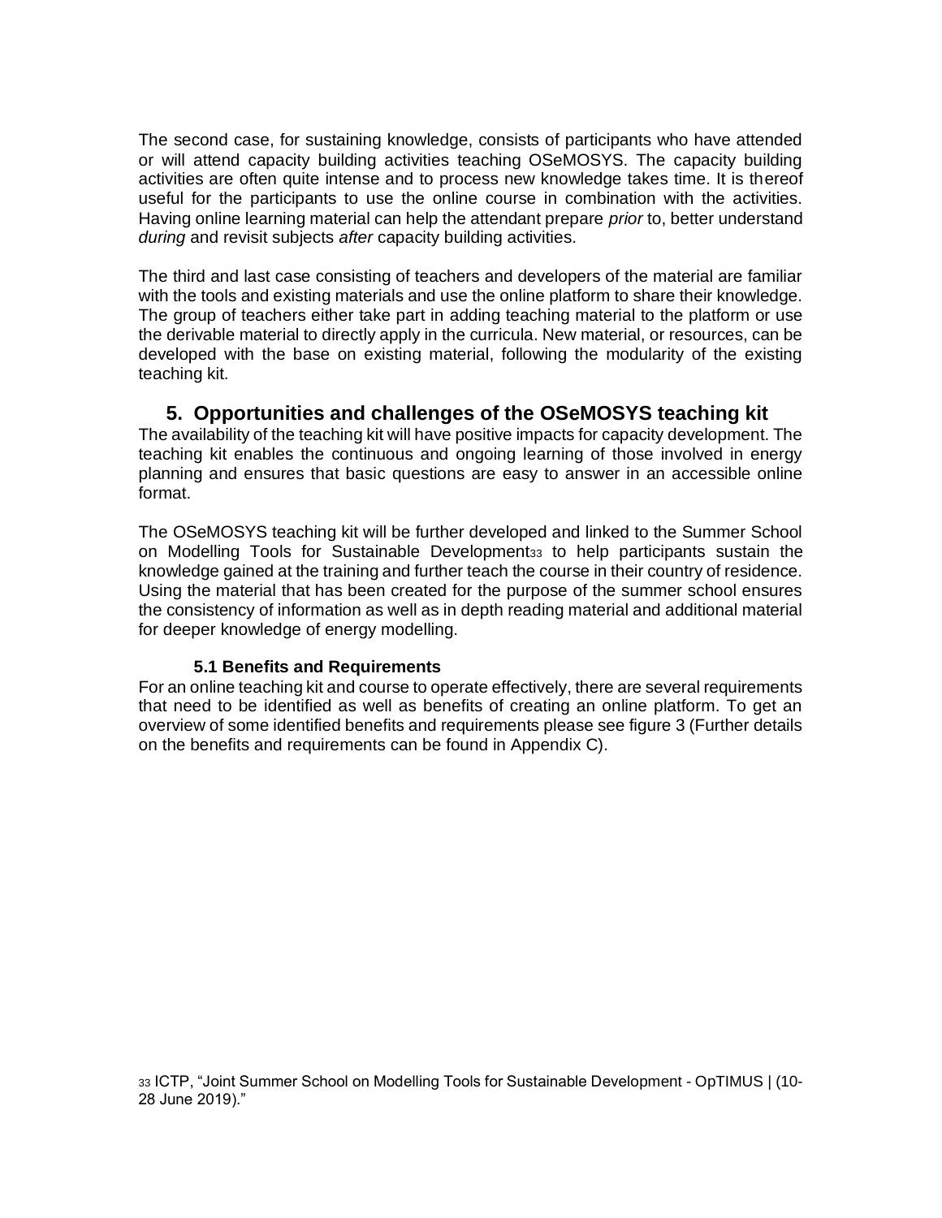The second case, for sustaining knowledge, consists of participants who have attended or will attend capacity building activities teaching OSeMOSYS. The capacity building activities are often quite intense and to process new knowledge takes time. It is thereof useful for the participants to use the online course in combination with the activities. Having online learning material can help the attendant prepare *prior* to, better understand *during* and revisit subjects *after* capacity building activities.

The third and last case consisting of teachers and developers of the material are familiar with the tools and existing materials and use the online platform to share their knowledge. The group of teachers either take part in adding teaching material to the platform or use the derivable material to directly apply in the curricula. New material, or resources, can be developed with the base on existing material, following the modularity of the existing teaching kit.

## 5. Opportunities and challenges of the OSeMOSYS teaching kit

The availability of the teaching kit will have positive impacts for capacity development. The teaching kit enables the continuous and ongoing learning of those involved in energy planning and ensures that basic questions are easy to answer in an accessible online format.

The OSeMOSYS teaching kit will be further developed and linked to the Summer School on Modelling Tools for Sustainable Development[33] to help participants sustain the knowledge gained at the training and further teach the course in their country of residence. Using the material that has been created for the purpose of the summer school ensures the consistency of information as well as in depth reading material and additional material for deeper knowledge of energy modelling.

### 5.1 Benefits and Requirements

For an online teaching kit and course to operate effectively, there are several requirements that need to be identified as well as benefits of creating an online platform. To get an overview of some identified benefits and requirements please see figure 3 (Further details on the benefits and requirements can be found in Appendix C).

[33] ICTP, "Joint Summer School on Modelling Tools for Sustainable Development - OpTIMUS | (10-28 June 2019)."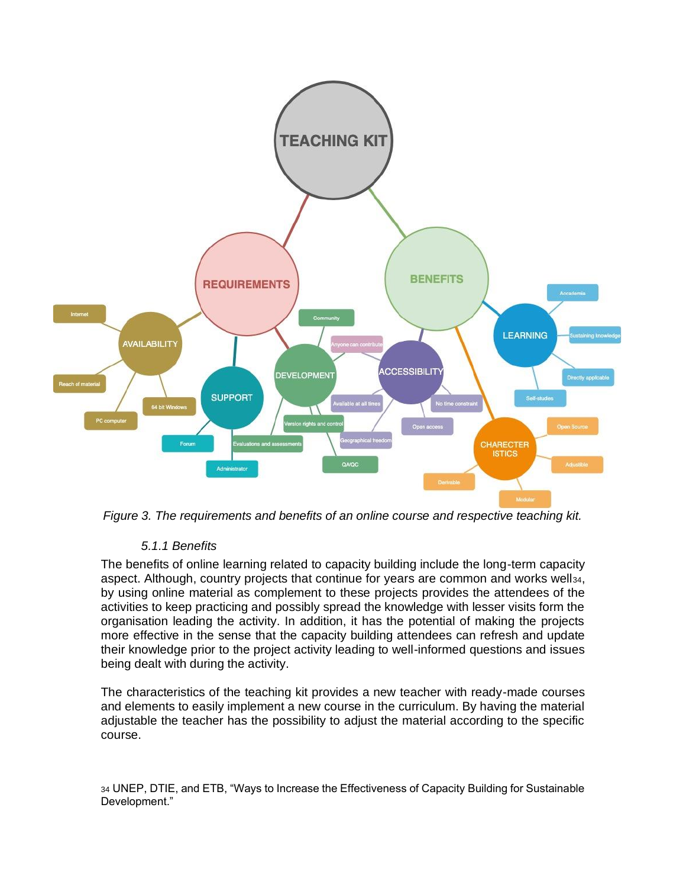*Figure 3. The requirements and benefits of an online course and respective teaching kit.*

### *5.1.1 Benefits*

The benefits of online learning related to capacity building include the long-term capacity aspect. Although, country projects that continue for years are common and works well[34], by using online material as complement to these projects provides the attendees of the activities to keep practicing and possibly spread the knowledge with lesser visits form the organisation leading the activity. In addition, it has the potential of making the projects more effective in the sense that the capacity building attendees can refresh and update their knowledge prior to the project activity leading to well-informed questions and issues being dealt with during the activity.

The characteristics of the teaching kit provides a new teacher with ready-made courses and elements to easily implement a new course in the curriculum. By having the material adjustable the teacher has the possibility to adjust the material according to the specific course.

[34] UNEP, DTIE, and ETB, "Ways to Increase the Effectiveness of Capacity Building for Sustainable Development."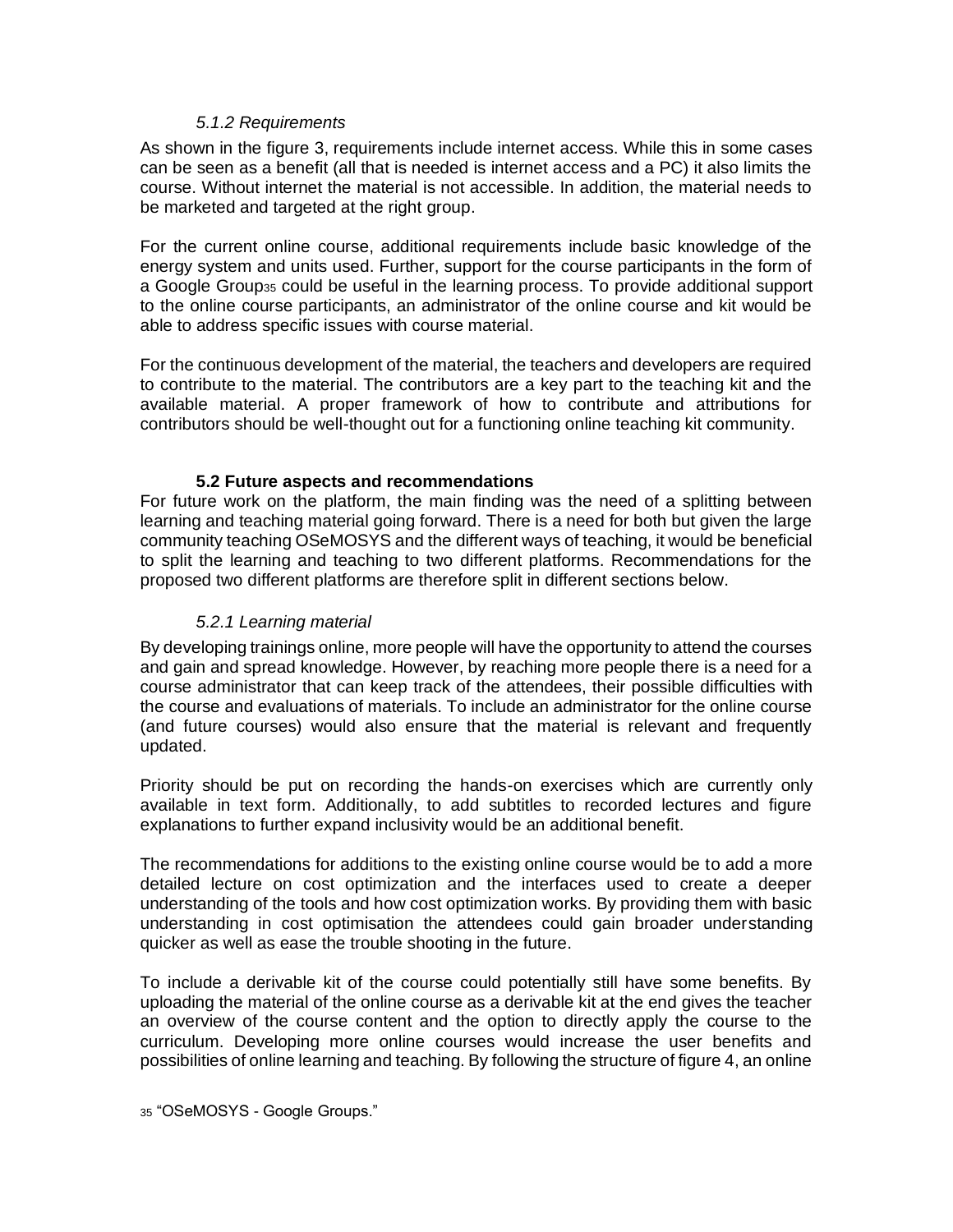### *5.1.2 Requirements*

As shown in the figure 3, requirements include internet access. While this in some cases can be seen as a benefit (all that is needed is internet access and a PC) it also limits the course. Without internet the material is not accessible. In addition, the material needs to be marketed and targeted at the right group.

For the current online course, additional requirements include basic knowledge of the energy system and units used. Further, support for the course participants in the form of a Google Group[35] could be useful in the learning process. To provide additional support to the online course participants, an administrator of the online course and kit would be able to address specific issues with course material.

For the continuous development of the material, the teachers and developers are required to contribute to the material. The contributors are a key part to the teaching kit and the available material. A proper framework of how to contribute and attributions for contributors should be well-thought out for a functioning online teaching kit community.

## 5.2 Future aspects and recommendations

For future work on the platform, the main finding was the need of a splitting between learning and teaching material going forward. There is a need for both but given the large community teaching OSeMOSYS and the different ways of teaching, it would be beneficial to split the learning and teaching to two different platforms. Recommendations for the proposed two different platforms are therefore split in different sections below.

### *5.2.1 Learning material*

By developing trainings online, more people will have the opportunity to attend the courses and gain and spread knowledge. However, by reaching more people there is a need for a course administrator that can keep track of the attendees, their possible difficulties with the course and evaluations of materials. To include an administrator for the online course (and future courses) would also ensure that the material is relevant and frequently updated.

Priority should be put on recording the hands-on exercises which are currently only available in text form. Additionally, to add subtitles to recorded lectures and figure explanations to further expand inclusivity would be an additional benefit.

The recommendations for additions to the existing online course would be to add a more detailed lecture on cost optimization and the interfaces used to create a deeper understanding of the tools and how cost optimization works. By providing them with basic understanding in cost optimisation the attendees could gain broader understanding quicker as well as ease the trouble shooting in the future.

To include a derivable kit of the course could potentially still have some benefits. By uploading the material of the online course as a derivable kit at the end gives the teacher an overview of the course content and the option to directly apply the course to the curriculum. Developing more online courses would increase the user benefits and possibilities of online learning and teaching. By following the structure of figure 4, an online

[35] "OSeMOSYS - Google Groups."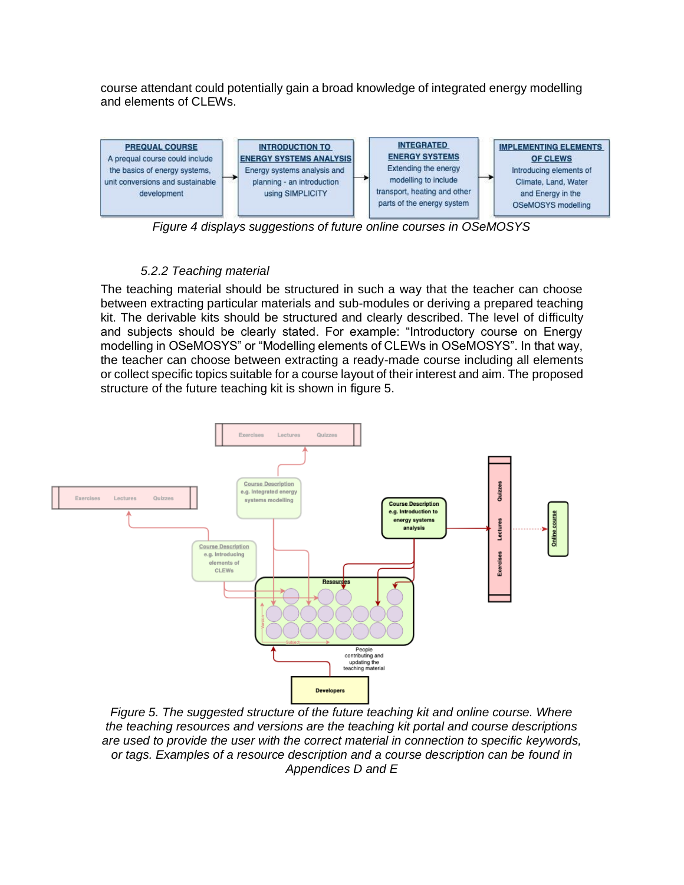course attendant could potentially gain a broad knowledge of integrated energy modelling and elements of CLEWs.

| PREQUAL COURSE | INTRODUCTION TO ENERGY SYSTEMS ANALYSIS | INTEGRATED ENERGY SYSTEMS | IMPLEMENTING ELEMENTS OF CLEWS |
|---|---|---|---|
| A prequal course could include the basics of energy systems, unit conversions and sustainable development | Energy systems analysis and planning - an introduction using SIMPLICITY | Extending the energy modelling to include transport, heating and other parts of the energy system | Introducing elements of Climate, Land, Water and Energy in the OSeMOSYS modelling |

*Figure 4 displays suggestions of future online courses in OSeMOSYS*

### *5.2.2 Teaching material*

The teaching material should be structured in such a way that the teacher can choose between extracting particular materials and sub-modules or deriving a prepared teaching kit. The derivable kits should be structured and clearly described. The level of difficulty and subjects should be clearly stated. For example: "Introductory course on Energy modelling in OSeMOSYS" or "Modelling elements of CLEWs in OSeMOSYS". In that way, the teacher can choose between extracting a ready-made course including all elements or collect specific topics suitable for a course layout of their interest and aim. The proposed structure of the future teaching kit is shown in figure 5.

*Figure 5. The suggested structure of the future teaching kit and online course. Where the teaching resources and versions are the teaching kit portal and course descriptions are used to provide the user with the correct material in connection to specific keywords, or tags. Examples of a resource description and a course description can be found in Appendices D and E*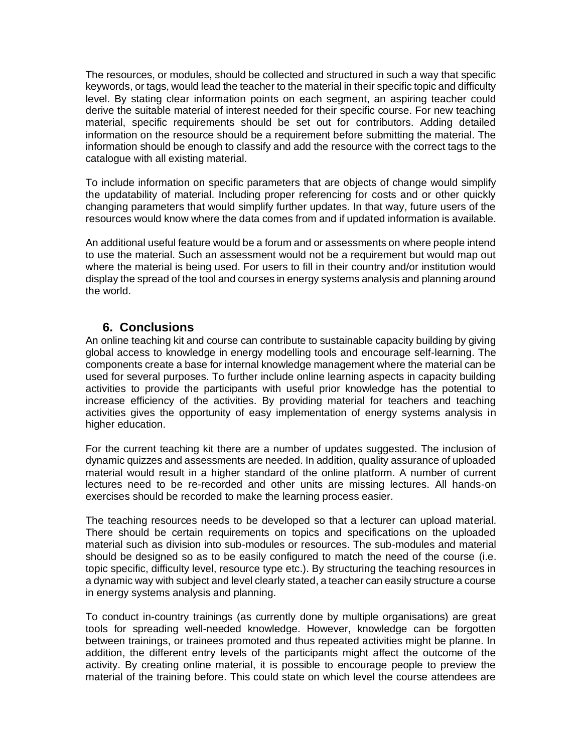The resources, or modules, should be collected and structured in such a way that specific keywords, or tags, would lead the teacher to the material in their specific topic and difficulty level. By stating clear information points on each segment, an aspiring teacher could derive the suitable material of interest needed for their specific course. For new teaching material, specific requirements should be set out for contributors. Adding detailed information on the resource should be a requirement before submitting the material. The information should be enough to classify and add the resource with the correct tags to the catalogue with all existing material.

To include information on specific parameters that are objects of change would simplify the updatability of material. Including proper referencing for costs and or other quickly changing parameters that would simplify further updates. In that way, future users of the resources would know where the data comes from and if updated information is available.

An additional useful feature would be a forum and or assessments on where people intend to use the material. Such an assessment would not be a requirement but would map out where the material is being used. For users to fill in their country and/or institution would display the spread of the tool and courses in energy systems analysis and planning around the world.

## 6. Conclusions

An online teaching kit and course can contribute to sustainable capacity building by giving global access to knowledge in energy modelling tools and encourage self-learning. The components create a base for internal knowledge management where the material can be used for several purposes. To further include online learning aspects in capacity building activities to provide the participants with useful prior knowledge has the potential to increase efficiency of the activities. By providing material for teachers and teaching activities gives the opportunity of easy implementation of energy systems analysis in higher education.

For the current teaching kit there are a number of updates suggested. The inclusion of dynamic quizzes and assessments are needed. In addition, quality assurance of uploaded material would result in a higher standard of the online platform. A number of current lectures need to be re-recorded and other units are missing lectures. All hands-on exercises should be recorded to make the learning process easier.

The teaching resources needs to be developed so that a lecturer can upload material. There should be certain requirements on topics and specifications on the uploaded material such as division into sub-modules or resources. The sub-modules and material should be designed so as to be easily configured to match the need of the course (i.e. topic specific, difficulty level, resource type etc.). By structuring the teaching resources in a dynamic way with subject and level clearly stated, a teacher can easily structure a course in energy systems analysis and planning.

To conduct in-country trainings (as currently done by multiple organisations) are great tools for spreading well-needed knowledge. However, knowledge can be forgotten between trainings, or trainees promoted and thus repeated activities might be planne. In addition, the different entry levels of the participants might affect the outcome of the activity. By creating online material, it is possible to encourage people to preview the material of the training before. This could state on which level the course attendees are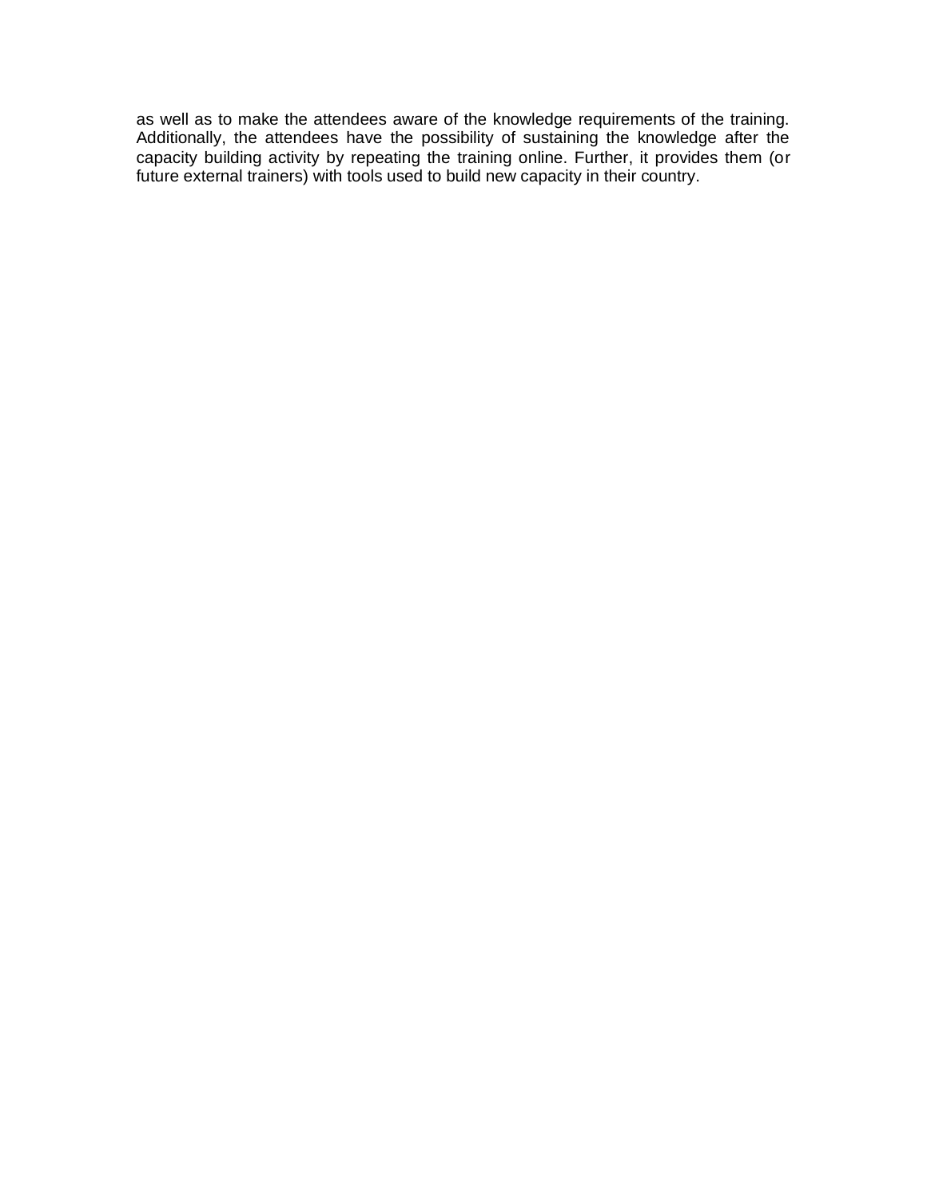as well as to make the attendees aware of the knowledge requirements of the training. Additionally, the attendees have the possibility of sustaining the knowledge after the capacity building activity by repeating the training online. Further, it provides them (or future external trainers) with tools used to build new capacity in their country.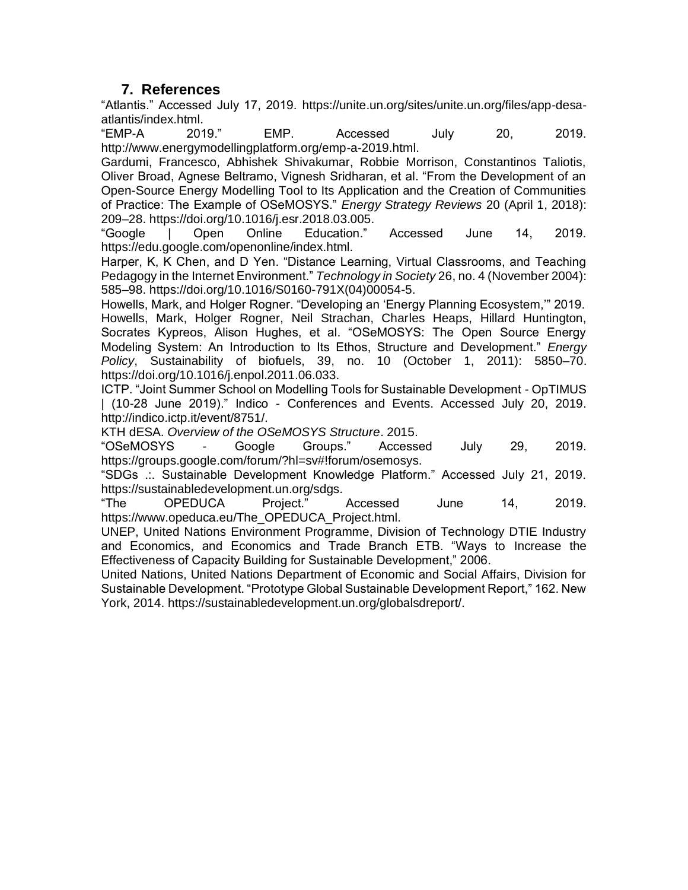## 7. References

"Atlantis." Accessed July 17, 2019. https://unite.un.org/sites/unite.un.org/files/app-desa-atlantis/index.html.

"EMP-A 2019." EMP. Accessed July 20, 2019. http://www.energymodellingplatform.org/emp-a-2019.html.

Gardumi, Francesco, Abhishek Shivakumar, Robbie Morrison, Constantinos Taliotis, Oliver Broad, Agnese Beltramo, Vignesh Sridharan, et al. "From the Development of an Open-Source Energy Modelling Tool to Its Application and the Creation of Communities of Practice: The Example of OSeMOSYS." *Energy Strategy Reviews* 20 (April 1, 2018): 209–28. https://doi.org/10.1016/j.esr.2018.03.005.

"Google | Open Online Education." Accessed June 14, 2019. https://edu.google.com/openonline/index.html.

Harper, K, K Chen, and D Yen. "Distance Learning, Virtual Classrooms, and Teaching Pedagogy in the Internet Environment." *Technology in Society* 26, no. 4 (November 2004): 585–98. https://doi.org/10.1016/S0160-791X(04)00054-5.

Howells, Mark, and Holger Rogner. "Developing an 'Energy Planning Ecosystem,'" 2019.

Howells, Mark, Holger Rogner, Neil Strachan, Charles Heaps, Hillard Huntington, Socrates Kypreos, Alison Hughes, et al. "OSeMOSYS: The Open Source Energy Modeling System: An Introduction to Its Ethos, Structure and Development." *Energy Policy*, Sustainability of biofuels, 39, no. 10 (October 1, 2011): 5850–70. https://doi.org/10.1016/j.enpol.2011.06.033.

ICTP. "Joint Summer School on Modelling Tools for Sustainable Development - OpTIMUS | (10-28 June 2019)." Indico - Conferences and Events. Accessed July 20, 2019. http://indico.ictp.it/event/8751/.

KTH dESA. *Overview of the OSeMOSYS Structure*. 2015.

"OSeMOSYS - Google Groups." Accessed July 29, 2019. https://groups.google.com/forum/?hl=sv#!forum/osemosys.

"SDGs .:. Sustainable Development Knowledge Platform." Accessed July 21, 2019. https://sustainabledevelopment.un.org/sdgs.

"The OPEDUCA Project." Accessed June 14, 2019. https://www.opeduca.eu/The_OPEDUCA_Project.html.

UNEP, United Nations Environment Programme, Division of Technology DTIE Industry and Economics, and Economics and Trade Branch ETB. "Ways to Increase the Effectiveness of Capacity Building for Sustainable Development," 2006.

United Nations, United Nations Department of Economic and Social Affairs, Division for Sustainable Development. "Prototype Global Sustainable Development Report," 162. New York, 2014. https://sustainabledevelopment.un.org/globalsdreport/.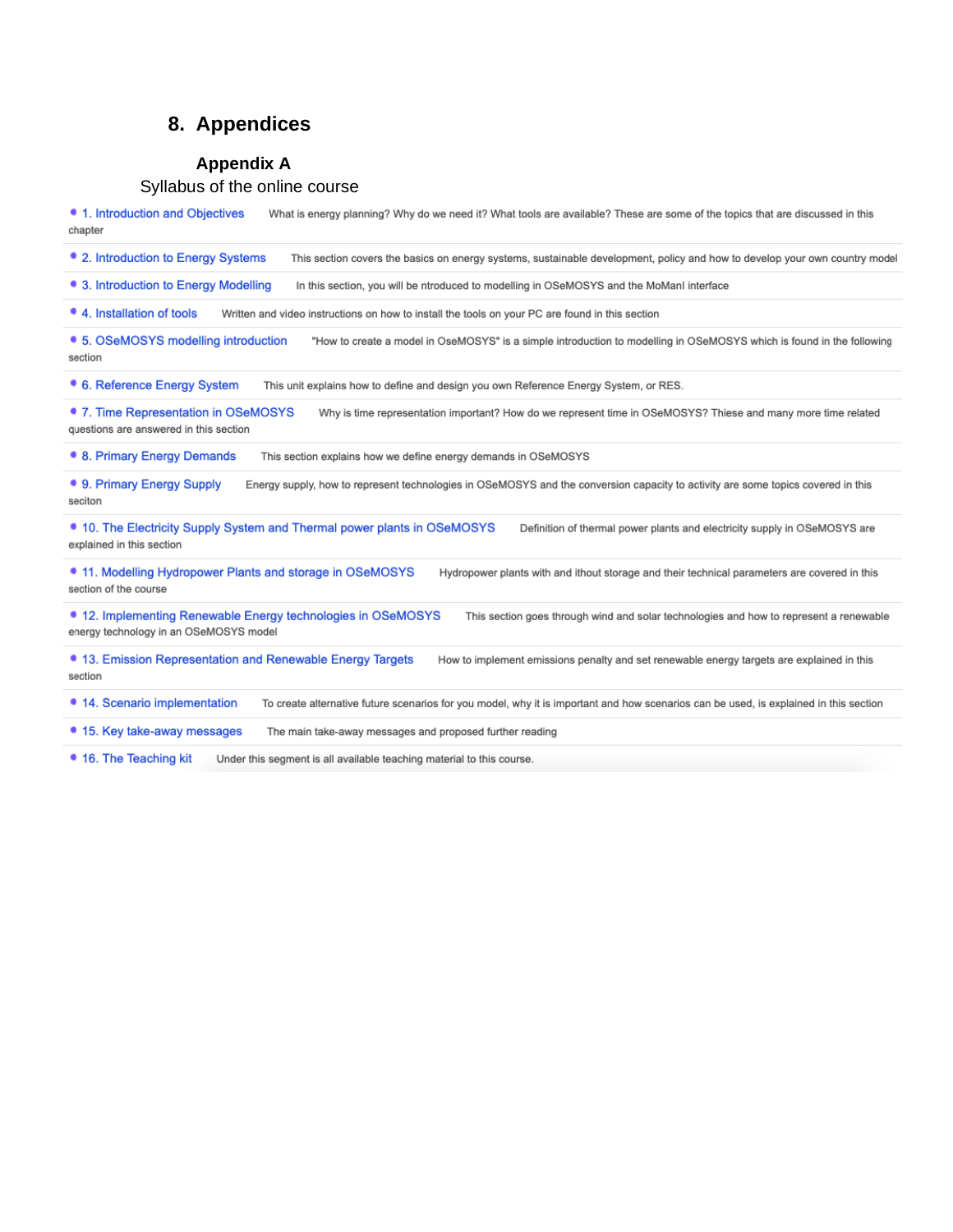# 8. Appendices

## Appendix A

Syllabus of the online course

- 1. Introduction and Objectives What is energy planning? Why do we need it? What tools are available? These are some of the topics that are discussed in this chapter
- 2. Introduction to Energy Systems This section covers the basics on energy systems, sustainable development, policy and how to develop your own country model
- 3. Introduction to Energy Modelling In this section, you will be ntroduced to modelling in OSeMOSYS and the MoManI interface
- 4. Installation of tools Written and video instructions on how to install the tools on your PC are found in this section
- 5. OSeMOSYS modelling introduction "How to create a model in OseMOSYS" is a simple introduction to modelling in OSeMOSYS which is found in the following section
- 6. Reference Energy System This unit explains how to define and design you own Reference Energy System, or RES.
- 7. Time Representation in OSeMOSYS Why is time representation important? How do we represent time in OSeMOSYS? Thiese and many more time related questions are answered in this section
- 8. Primary Energy Demands This section explains how we define energy demands in OSeMOSYS
- 9. Primary Energy Supply Energy supply, how to represent technologies in OSeMOSYS and the conversion capacity to activity are some topics covered in this seciton
- 10. The Electricity Supply System and Thermal power plants in OSeMOSYS Definition of thermal power plants and electricity supply in OSeMOSYS are explained in this section
- 11. Modelling Hydropower Plants and storage in OSeMOSYS Hydropower plants with and ithout storage and their technical parameters are covered in this section of the course
- 12. Implementing Renewable Energy technologies in OSeMOSYS This section goes through wind and solar technologies and how to represent a renewable energy technology in an OSeMOSYS model
- 13. Emission Representation and Renewable Energy Targets How to implement emissions penalty and set renewable energy targets are explained in this section
- 14. Scenario implementation To create alternative future scenarios for you model, why it is important and how scenarios can be used, is explained in this section
- 15. Key take-away messages The main take-away messages and proposed further reading
- 16. The Teaching kit Under this segment is all available teaching material to this course.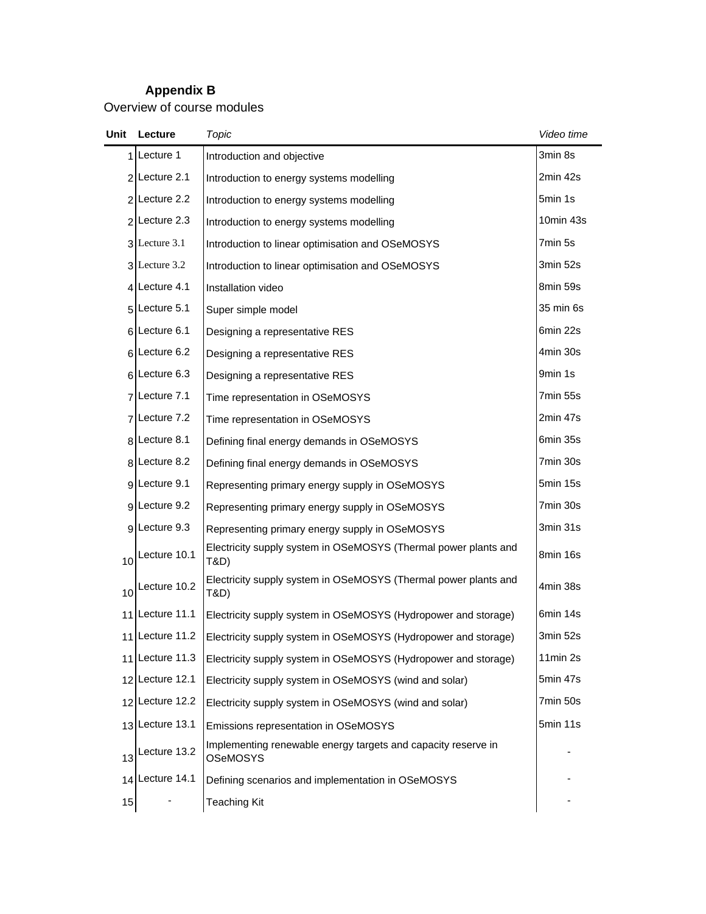## Appendix B

Overview of course modules

| Unit | Lecture | *Topic* | *Video time* |
|---|---|---|---|
| 1 | Lecture 1 | Introduction and objective | 3min 8s |
| 2 | Lecture 2.1 | Introduction to energy systems modelling | 2min 42s |
| 2 | Lecture 2.2 | Introduction to energy systems modelling | 5min 1s |
| 2 | Lecture 2.3 | Introduction to energy systems modelling | 10min 43s |
| 3 | Lecture 3.1 | Introduction to linear optimisation and OSeMOSYS | 7min 5s |
| 3 | Lecture 3.2 | Introduction to linear optimisation and OSeMOSYS | 3min 52s |
| 4 | Lecture 4.1 | Installation video | 8min 59s |
| 5 | Lecture 5.1 | Super simple model | 35 min 6s |
| 6 | Lecture 6.1 | Designing a representative RES | 6min 22s |
| 6 | Lecture 6.2 | Designing a representative RES | 4min 30s |
| 6 | Lecture 6.3 | Designing a representative RES | 9min 1s |
| 7 | Lecture 7.1 | Time representation in OSeMOSYS | 7min 55s |
| 7 | Lecture 7.2 | Time representation in OSeMOSYS | 2min 47s |
| 8 | Lecture 8.1 | Defining final energy demands in OSeMOSYS | 6min 35s |
| 8 | Lecture 8.2 | Defining final energy demands in OSeMOSYS | 7min 30s |
| 9 | Lecture 9.1 | Representing primary energy supply in OSeMOSYS | 5min 15s |
| 9 | Lecture 9.2 | Representing primary energy supply in OSeMOSYS | 7min 30s |
| 9 | Lecture 9.3 | Representing primary energy supply in OSeMOSYS | 3min 31s |
| 10 | Lecture 10.1 | Electricity supply system in OSeMOSYS (Thermal power plants and T&D) | 8min 16s |
| 10 | Lecture 10.2 | Electricity supply system in OSeMOSYS (Thermal power plants and T&D) | 4min 38s |
| 11 | Lecture 11.1 | Electricity supply system in OSeMOSYS (Hydropower and storage) | 6min 14s |
| 11 | Lecture 11.2 | Electricity supply system in OSeMOSYS (Hydropower and storage) | 3min 52s |
| 11 | Lecture 11.3 | Electricity supply system in OSeMOSYS (Hydropower and storage) | 11min 2s |
| 12 | Lecture 12.1 | Electricity supply system in OSeMOSYS (wind and solar) | 5min 47s |
| 12 | Lecture 12.2 | Electricity supply system in OSeMOSYS (wind and solar) | 7min 50s |
| 13 | Lecture 13.1 | Emissions representation in OSeMOSYS | 5min 11s |
| 13 | Lecture 13.2 | Implementing renewable energy targets and capacity reserve in OSeMOSYS | - |
| 14 | Lecture 14.1 | Defining scenarios and implementation in OSeMOSYS | - |
| 15 | - | Teaching Kit | - |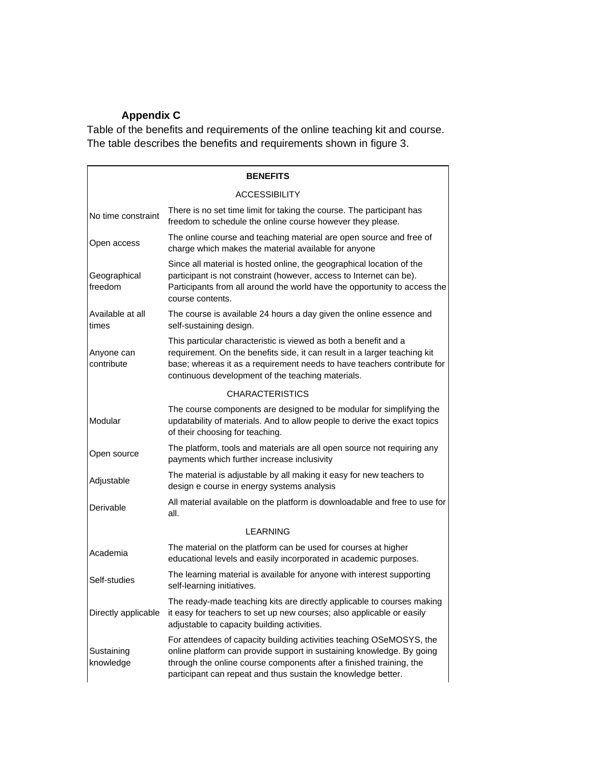**Appendix C**

Table of the benefits and requirements of the online teaching kit and course. The table describes the benefits and requirements shown in figure 3.

| **BENEFITS** | |
|---|---|
| | ACCESSIBILITY |
| No time constraint | There is no set time limit for taking the course. The participant has freedom to schedule the online course however they please. |
| Open access | The online course and teaching material are open source and free of charge which makes the material available for anyone |
| Geographical freedom | Since all material is hosted online, the geographical location of the participant is not constraint (however, access to Internet can be). Participants from all around the world have the opportunity to access the course contents. |
| Available at all times | The course is available 24 hours a day given the online essence and self-sustaining design. |
| Anyone can contribute | This particular characteristic is viewed as both a benefit and a requirement. On the benefits side, it can result in a larger teaching kit base; whereas it as a requirement needs to have teachers contribute for continuous development of the teaching materials. |
| | CHARACTERISTICS |
| Modular | The course components are designed to be modular for simplifying the updatability of materials. And to allow people to derive the exact topics of their choosing for teaching. |
| Open source | The platform, tools and materials are all open source not requiring any payments which further increase inclusivity |
| Adjustable | The material is adjustable by all making it easy for new teachers to design e course in energy systems analysis |
| Derivable | All material available on the platform is downloadable and free to use for all. |
| | LEARNING |
| Academia | The material on the platform can be used for courses at higher educational levels and easily incorporated in academic purposes. |
| Self-studies | The learning material is available for anyone with interest supporting self-learning initiatives. |
| Directly applicable | The ready-made teaching kits are directly applicable to courses making it easy for teachers to set up new courses; also applicable or easily adjustable to capacity building activities. |
| Sustaining knowledge | For attendees of capacity building activities teaching OSeMOSYS, the online platform can provide support in sustaining knowledge. By going through the online course components after a finished training, the participant can repeat and thus sustain the knowledge better. |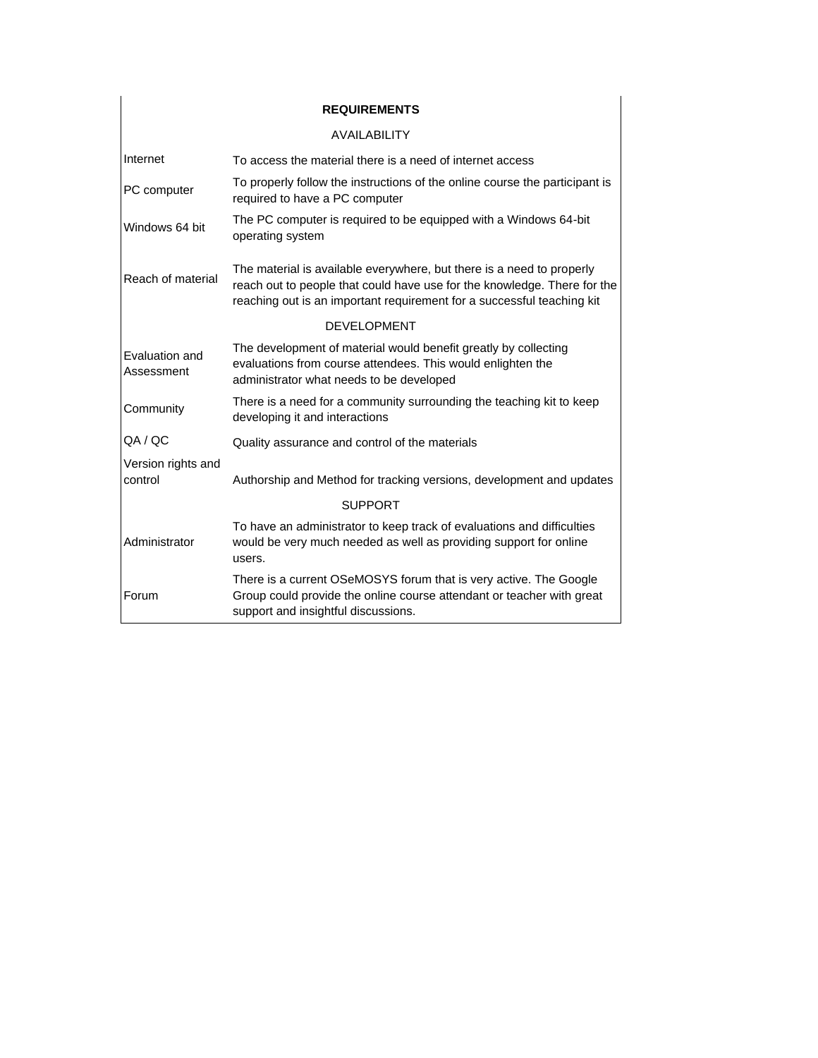| REQUIREMENTS | |
|---|---|
| AVAILABILITY | |
| Internet | To access the material there is a need of internet access |
| PC computer | To properly follow the instructions of the online course the participant is required to have a PC computer |
| Windows 64 bit | The PC computer is required to be equipped with a Windows 64-bit operating system |
| Reach of material | The material is available everywhere, but there is a need to properly reach out to people that could have use for the knowledge. There for the reaching out is an important requirement for a successful teaching kit |
| DEVELOPMENT | |
| Evaluation and Assessment | The development of material would benefit greatly by collecting evaluations from course attendees. This would enlighten the administrator what needs to be developed |
| Community | There is a need for a community surrounding the teaching kit to keep developing it and interactions |
| QA / QC | Quality assurance and control of the materials |
| Version rights and control | Authorship and Method for tracking versions, development and updates |
| SUPPORT | |
| Administrator | To have an administrator to keep track of evaluations and difficulties would be very much needed as well as providing support for online users. |
| Forum | There is a current OSeMOSYS forum that is very active. The Google Group could provide the online course attendant or teacher with great support and insightful discussions. |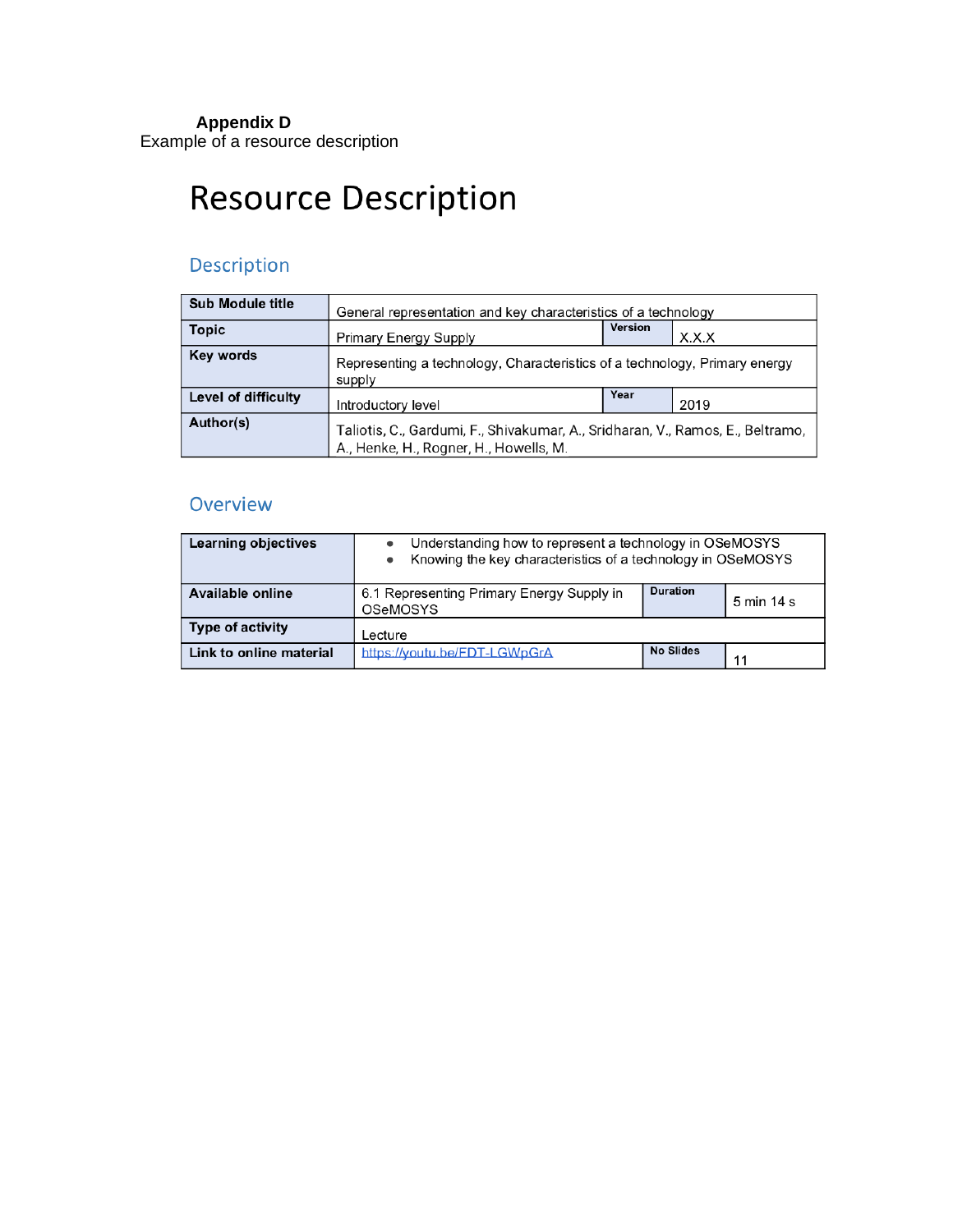**Appendix D**

Example of a resource description

# Resource Description

## Description

| Sub Module title | General representation and key characteristics of a technology | | |
|---|---|---|---|
| Topic | Primary Energy Supply | Version | X.X.X |
| Key words | Representing a technology, Characteristics of a technology, Primary energy supply | | |
| Level of difficulty | Introductory level | Year | 2019 |
| Author(s) | Taliotis, C., Gardumi, F., Shivakumar, A., Sridharan, V., Ramos, E., Beltramo, A., Henke, H., Rogner, H., Howells, M. | | |

## Overview

| Learning objectives | • Understanding how to represent a technology in OSeMOSYS<br>• Knowing the key characteristics of a technology in OSeMOSYS | | |
|---|---|---|---|
| Available online | 6.1 Representing Primary Energy Supply in OSeMOSYS | Duration | 5 min 14 s |
| Type of activity | Lecture | | |
| Link to online material | [https://youtu.be/FDT-LGWpGrA](https://youtu.be/FDT-LGWpGrA) | No Slides | 11 |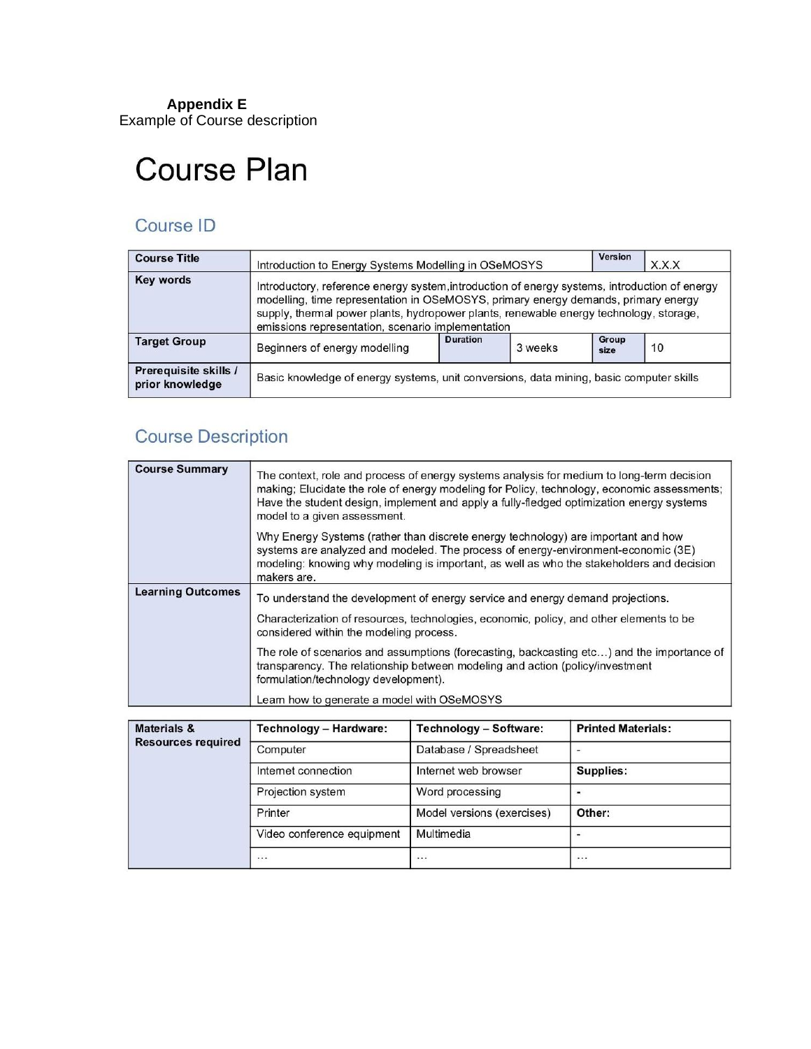**Appendix E**

Example of Course description

# Course Plan

## Course ID

| | | | | | |
|---|---|---|---|---|---|
| **Course Title** | Introduction to Energy Systems Modelling in OSeMOSYS | | | **Version** | X.X.X |
| **Key words** | Introductory, reference energy system, introduction of energy systems, introduction of energy modelling, time representation in OSeMOSYS, primary energy demands, primary energy supply, thermal power plants, hydropower plants, renewable energy technology, storage, emissions representation, scenario implementation | | | | |
| **Target Group** | Beginners of energy modelling | **Duration** | 3 weeks | **Group size** | 10 |
| **Prerequisite skills / prior knowledge** | Basic knowledge of energy systems, unit conversions, data mining, basic computer skills | | | | |

## Course Description

| | |
|---|---|
| **Course Summary** | The context, role and process of energy systems analysis for medium to long-term decision making; Elucidate the role of energy modeling for Policy, technology, economic assessments; Have the student design, implement and apply a fully-fledged optimization energy systems model to a given assessment.<br><br>Why Energy Systems (rather than discrete energy technology) are important and how systems are analyzed and modeled. The process of energy-environment-economic (3E) modeling: knowing why modeling is important, as well as who the stakeholders and decision makers are. |
| **Learning Outcomes** | To understand the development of energy service and energy demand projections.<br><br>Characterization of resources, technologies, economic, policy, and other elements to be considered within the modeling process.<br><br>The role of scenarios and assumptions (forecasting, backcasting etc…) and the importance of transparency. The relationship between modeling and action (policy/investment formulation/technology development).<br><br>Learn how to generate a model with OSeMOSYS |

| | | | |
|---|---|---|---|
| **Materials & Resources required** | **Technology – Hardware:** | **Technology – Software:** | **Printed Materials:** |
| | Computer | Database / Spreadsheet | - |
| | Internet connection | Internet web browser | **Supplies:** |
| | Projection system | Word processing | - |
| | Printer | Model versions (exercises) | **Other:** |
| | Video conference equipment | Multimedia | - |
| | … | … | … |